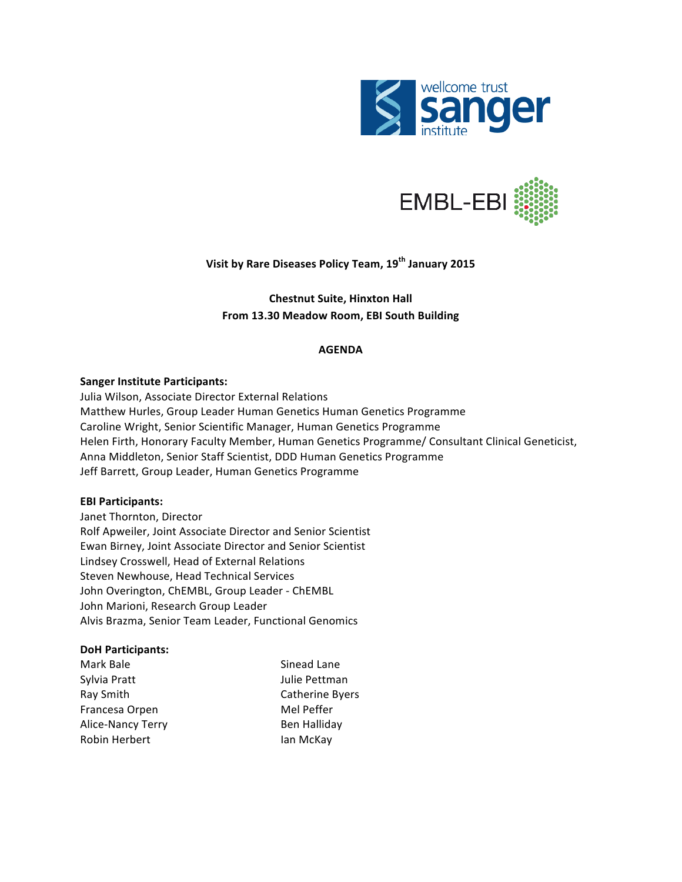**Visit by Rare Diseases Policy Team, 19th January 2015**

**Chestnut Suite, Hinxton Hall**
**From 13.30 Meadow Room, EBI South Building**

**AGENDA**

**Sanger Institute Participants:**
Julia Wilson, Associate Director External Relations
Matthew Hurles, Group Leader Human Genetics Human Genetics Programme
Caroline Wright, Senior Scientific Manager, Human Genetics Programme
Helen Firth, Honorary Faculty Member, Human Genetics Programme/ Consultant Clinical Geneticist,
Anna Middleton, Senior Staff Scientist, DDD Human Genetics Programme
Jeff Barrett, Group Leader, Human Genetics Programme

**EBI Participants:**
Janet Thornton, Director
Rolf Apweiler, Joint Associate Director and Senior Scientist
Ewan Birney, Joint Associate Director and Senior Scientist
Lindsey Crosswell, Head of External Relations
Steven Newhouse, Head Technical Services
John Overington, ChEMBL, Group Leader - ChEMBL
John Marioni, Research Group Leader
Alvis Brazma, Senior Team Leader, Functional Genomics

**DoH Participants:**
Mark Bale
Sylvia Pratt
Ray Smith
Francesa Orpen
Alice-Nancy Terry
Robin Herbert
Sinead Lane
Julie Pettman
Catherine Byers
Mel Peffer
Ben Halliday
Ian McKay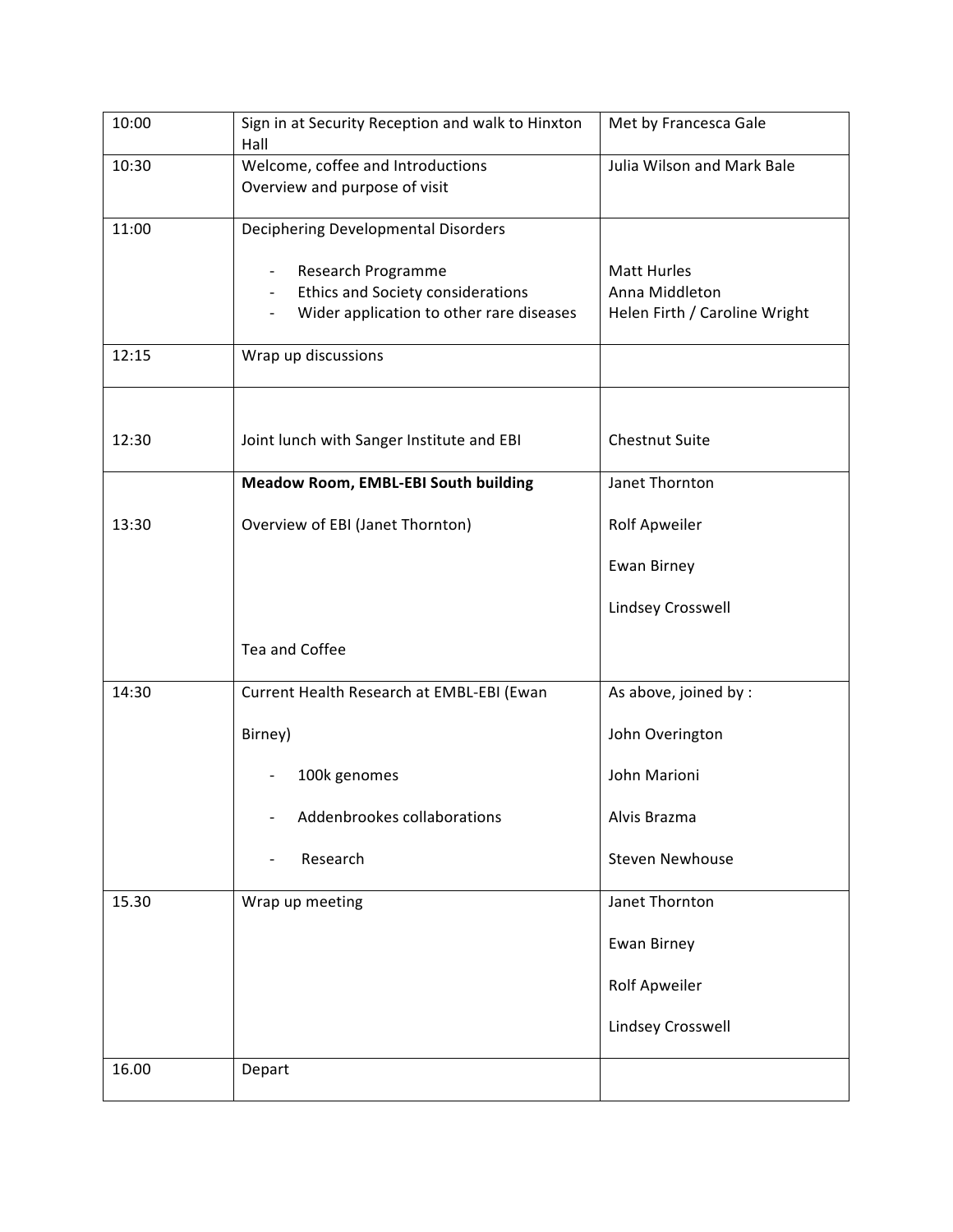| | | |
|---|---|---|
| 10:00 | Sign in at Security Reception and walk to Hinxton Hall | Met by Francesca Gale |
| 10:30 | Welcome, coffee and Introductions<br>Overview and purpose of visit | Julia Wilson and Mark Bale |
| 11:00 | Deciphering Developmental Disorders<br>- Research Programme<br>- Ethics and Society considerations<br>- Wider application to other rare diseases | <br>Matt Hurles<br>Anna Middleton<br>Helen Firth / Caroline Wright |
| 12:15 | Wrap up discussions | |
| 12:30 | Joint lunch with Sanger Institute and EBI | Chestnut Suite |
| 13:30 | **Meadow Room, EMBL-EBI South building**<br>Overview of EBI (Janet Thornton)<br>Tea and Coffee | Janet Thornton<br>Rolf Apweiler<br>Ewan Birney<br>Lindsey Crosswell |
| 14:30 | Current Health Research at EMBL-EBI (Ewan Birney)<br>- 100k genomes<br>- Addenbrookes collaborations<br>- Research | As above, joined by :<br>John Overington<br>John Marioni<br>Alvis Brazma<br>Steven Newhouse |
| 15.30 | Wrap up meeting | Janet Thornton<br>Ewan Birney<br>Rolf Apweiler<br>Lindsey Crosswell |
| 16.00 | Depart | |